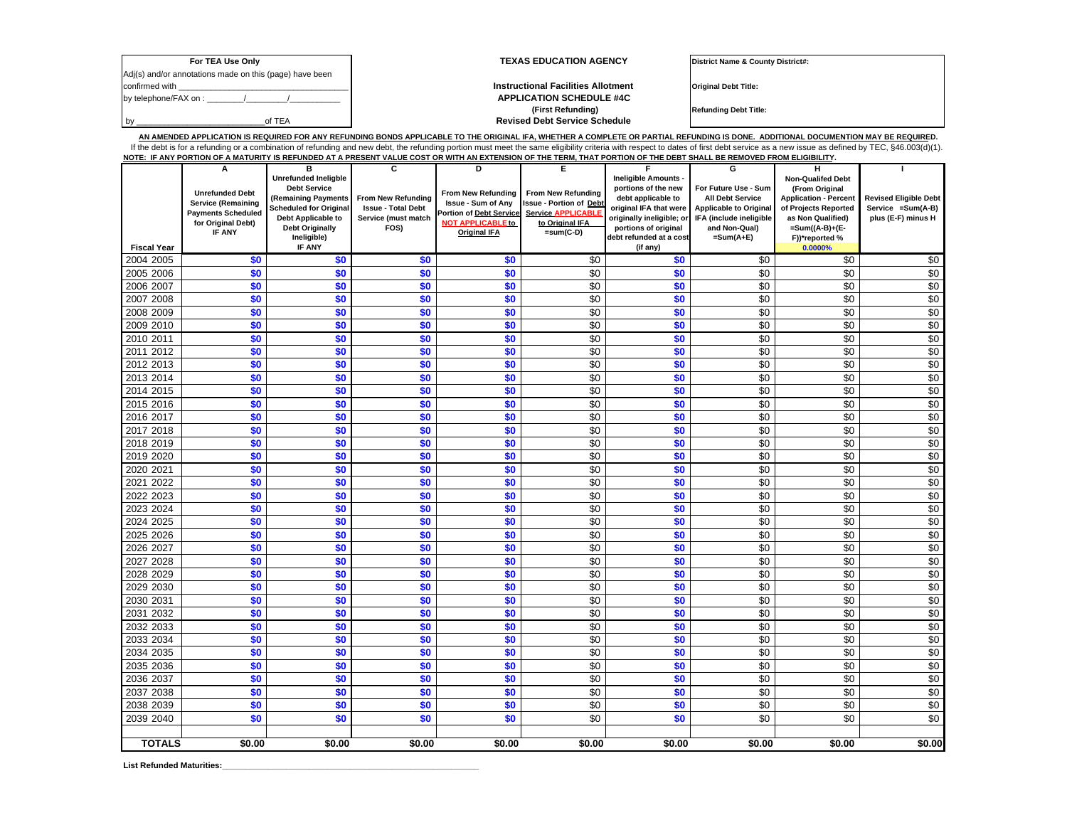| For TEA Use Only |
|---|
| Adj(s) and/or annotations made on this (page) have been |
| confirmed with ___________________________________ |
| by telephone/FAX on : ________/________/___________ |
| by ___________________________of TEA |

**TEXAS EDUCATION AGENCY**

**Instructional Facilities Allotment**
**APPLICATION SCHEDULE #4C**
**(First Refunding)**
**Revised Debt Service Schedule**

| |
|---|
| **District Name & County District#:** |
| **Original Debt Title:** |
| **Refunding Debt Title:** |

**AN AMENDED APPLICATION IS REQUIRED FOR ANY REFUNDING BONDS APPLICABLE TO THE ORIGINAL IFA, WHETHER A COMPLETE OR PARTIAL REFUNDING IS DONE. ADDITIONAL DOCUMENTION MAY BE REQUIRED.**

If the debt is for a refunding or a combination of refunding and new debt, the refunding portion must meet the same eligibility criteria with respect to dates of first debt service as a new issue as defined by TEC, §46.003(d)(1).

**NOTE: IF ANY PORTION OF A MATURITY IS REFUNDED AT A PRESENT VALUE COST OR WITH AN EXTENSION OF THE TERM, THAT PORTION OF THE DEBT SHALL BE REMOVED FROM ELIGIBILITY.**

| Fiscal Year | A<br>Unrefunded Debt Service (Remaining Payments Scheduled for Original Debt) IF ANY | B<br>Unrefunded Ineligible Debt Service (Remaining Payments Scheduled for Original Debt Applicable to Debt Originally Ineligible) IF ANY | C<br>From New Refunding Issue - Total Debt Service (must match FOS) | D<br>From New Refunding Issue - Sum of Any Portion of Debt Service NOT APPLICABLE to Original IFA | E<br>From New Refunding Issue - Portion of Debt Service APPLICABLE to Original IFA =sum(C-D) | F<br>Ineligible Amounts - portions of the new debt applicable to original IFA that were originally ineligible; or portions of original debt refunded at a cost (if any) | G<br>For Future Use - Sum All Debt Service Applicable to Original IFA (include ineligible and Non-Qual) =Sum(A+E) | H<br>Non-Qualifed Debt (From Original Application - Percent of Projects Reported as Non Qualified) =Sum((A-B)+(E-F))*reported %<br>0.0000% | I<br>Revised Eligible Debt Service =Sum(A-B) plus (E-F) minus H |
|---|---|---|---|---|---|---|---|---|---|
| 2004 2005 | $0 | $0 | $0 | $0 | $0 | $0 | $0 | $0 | $0 |
| 2005 2006 | $0 | $0 | $0 | $0 | $0 | $0 | $0 | $0 | $0 |
| 2006 2007 | $0 | $0 | $0 | $0 | $0 | $0 | $0 | $0 | $0 |
| 2007 2008 | $0 | $0 | $0 | $0 | $0 | $0 | $0 | $0 | $0 |
| 2008 2009 | $0 | $0 | $0 | $0 | $0 | $0 | $0 | $0 | $0 |
| 2009 2010 | $0 | $0 | $0 | $0 | $0 | $0 | $0 | $0 | $0 |
| 2010 2011 | $0 | $0 | $0 | $0 | $0 | $0 | $0 | $0 | $0 |
| 2011 2012 | $0 | $0 | $0 | $0 | $0 | $0 | $0 | $0 | $0 |
| 2012 2013 | $0 | $0 | $0 | $0 | $0 | $0 | $0 | $0 | $0 |
| 2013 2014 | $0 | $0 | $0 | $0 | $0 | $0 | $0 | $0 | $0 |
| 2014 2015 | $0 | $0 | $0 | $0 | $0 | $0 | $0 | $0 | $0 |
| 2015 2016 | $0 | $0 | $0 | $0 | $0 | $0 | $0 | $0 | $0 |
| 2016 2017 | $0 | $0 | $0 | $0 | $0 | $0 | $0 | $0 | $0 |
| 2017 2018 | $0 | $0 | $0 | $0 | $0 | $0 | $0 | $0 | $0 |
| 2018 2019 | $0 | $0 | $0 | $0 | $0 | $0 | $0 | $0 | $0 |
| 2019 2020 | $0 | $0 | $0 | $0 | $0 | $0 | $0 | $0 | $0 |
| 2020 2021 | $0 | $0 | $0 | $0 | $0 | $0 | $0 | $0 | $0 |
| 2021 2022 | $0 | $0 | $0 | $0 | $0 | $0 | $0 | $0 | $0 |
| 2022 2023 | $0 | $0 | $0 | $0 | $0 | $0 | $0 | $0 | $0 |
| 2023 2024 | $0 | $0 | $0 | $0 | $0 | $0 | $0 | $0 | $0 |
| 2024 2025 | $0 | $0 | $0 | $0 | $0 | $0 | $0 | $0 | $0 |
| 2025 2026 | $0 | $0 | $0 | $0 | $0 | $0 | $0 | $0 | $0 |
| 2026 2027 | $0 | $0 | $0 | $0 | $0 | $0 | $0 | $0 | $0 |
| 2027 2028 | $0 | $0 | $0 | $0 | $0 | $0 | $0 | $0 | $0 |
| 2028 2029 | $0 | $0 | $0 | $0 | $0 | $0 | $0 | $0 | $0 |
| 2029 2030 | $0 | $0 | $0 | $0 | $0 | $0 | $0 | $0 | $0 |
| 2030 2031 | $0 | $0 | $0 | $0 | $0 | $0 | $0 | $0 | $0 |
| 2031 2032 | $0 | $0 | $0 | $0 | $0 | $0 | $0 | $0 | $0 |
| 2032 2033 | $0 | $0 | $0 | $0 | $0 | $0 | $0 | $0 | $0 |
| 2033 2034 | $0 | $0 | $0 | $0 | $0 | $0 | $0 | $0 | $0 |
| 2034 2035 | $0 | $0 | $0 | $0 | $0 | $0 | $0 | $0 | $0 |
| 2035 2036 | $0 | $0 | $0 | $0 | $0 | $0 | $0 | $0 | $0 |
| 2036 2037 | $0 | $0 | $0 | $0 | $0 | $0 | $0 | $0 | $0 |
| 2037 2038 | $0 | $0 | $0 | $0 | $0 | $0 | $0 | $0 | $0 |
| 2038 2039 | $0 | $0 | $0 | $0 | $0 | $0 | $0 | $0 | $0 |
| 2039 2040 | $0 | $0 | $0 | $0 | $0 | $0 | $0 | $0 | $0 |
| | | | | | | | | | |
| **TOTALS** | **$0.00** | **$0.00** | **$0.00** | **$0.00** | **$0.00** | **$0.00** | **$0.00** | **$0.00** | **$0.00** |

**List Refunded Maturities:**_______________________________________________________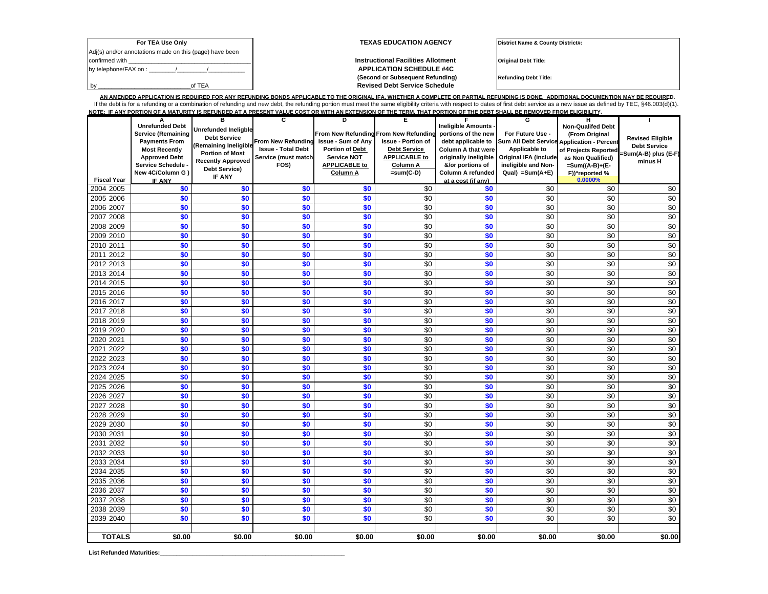| For TEA Use Only |
|---|
| Adj(s) and/or annotations made on this (page) have been |
| confirmed with ___________________________________ |
| by telephone/FAX on : ________/________/__________ |
| by ___________________________of TEA |

**TEXAS EDUCATION AGENCY**

**Instructional Facilities Allotment**
**APPLICATION SCHEDULE #4C**
**(Second or Subsequent Refunding)**
**Revised Debt Service Schedule**

| |
|---|
| **District Name & County District#:** |
| **Original Debt Title:** |
| **Refunding Debt Title:** |

**AN AMENDED APPLICATION IS REQUIRED FOR ANY REFUNDING BONDS APPLICABLE TO THE ORIGINAL IFA, WHETHER A COMPLETE OR PARTIAL REFUNDING IS DONE. ADDITIONAL DOCUMENTION MAY BE REQUIRED.**
If the debt is for a refunding or a combination of refunding and new debt, the refunding portion must meet the same eligibility criteria with respect to dates of first debt service as a new issue as defined by TEC, §46.003(d)(1).
**NOTE: IF ANY PORTION OF A MATURITY IS REFUNDED AT A PRESENT VALUE COST OR WITH AN EXTENSION OF THE TERM, THAT PORTION OF THE DEBT SHALL BE REMOVED FROM ELIGIBILITY.**

| Fiscal Year | A<br>Unrefunded Debt Service (Remaining Payments From Most Recently Approved Debt Service Schedule - New 4C/Column G ) IF ANY | B<br>Unrefunded Ineligible Debt Service (Remaining Ineligible Portion of Most Recently Approved Debt Service) IF ANY | C<br>From New Refunding Issue - Total Debt Service (must match FOS) | D<br>From New Refunding Issue - Sum of Any Portion of Debt Service NOT APPLICABLE to Column A | E<br>From New Refunding Issue - Portion of Debt Service APPLICABLE to Column A =sum(C-D) | F<br>Ineligible Amounts - portions of the new debt applicable to Column A that were originally ineligible &/or portions of Column A refunded at a cost (if any) | G<br>For Future Use - Sum All Debt Service Applicable to Original IFA (include ineligible and Non-Qual) =Sum(A+E) | H<br>Non-Qualifed Debt (From Original Application - Percent of Projects Reported as Non Qualified) =Sum((A-B)+(E-F))*reported % 0.0000% | I<br>Revised Eligible Debt Service =Sum(A-B) plus (E-F) minus H |
|---|---|---|---|---|---|---|---|---|---|
| 2004 2005 | $0 | $0 | $0 | $0 | $0 | $0 | $0 | $0 | $0 |
| 2005 2006 | $0 | $0 | $0 | $0 | $0 | $0 | $0 | $0 | $0 |
| 2006 2007 | $0 | $0 | $0 | $0 | $0 | $0 | $0 | $0 | $0 |
| 2007 2008 | $0 | $0 | $0 | $0 | $0 | $0 | $0 | $0 | $0 |
| 2008 2009 | $0 | $0 | $0 | $0 | $0 | $0 | $0 | $0 | $0 |
| 2009 2010 | $0 | $0 | $0 | $0 | $0 | $0 | $0 | $0 | $0 |
| 2010 2011 | $0 | $0 | $0 | $0 | $0 | $0 | $0 | $0 | $0 |
| 2011 2012 | $0 | $0 | $0 | $0 | $0 | $0 | $0 | $0 | $0 |
| 2012 2013 | $0 | $0 | $0 | $0 | $0 | $0 | $0 | $0 | $0 |
| 2013 2014 | $0 | $0 | $0 | $0 | $0 | $0 | $0 | $0 | $0 |
| 2014 2015 | $0 | $0 | $0 | $0 | $0 | $0 | $0 | $0 | $0 |
| 2015 2016 | $0 | $0 | $0 | $0 | $0 | $0 | $0 | $0 | $0 |
| 2016 2017 | $0 | $0 | $0 | $0 | $0 | $0 | $0 | $0 | $0 |
| 2017 2018 | $0 | $0 | $0 | $0 | $0 | $0 | $0 | $0 | $0 |
| 2018 2019 | $0 | $0 | $0 | $0 | $0 | $0 | $0 | $0 | $0 |
| 2019 2020 | $0 | $0 | $0 | $0 | $0 | $0 | $0 | $0 | $0 |
| 2020 2021 | $0 | $0 | $0 | $0 | $0 | $0 | $0 | $0 | $0 |
| 2021 2022 | $0 | $0 | $0 | $0 | $0 | $0 | $0 | $0 | $0 |
| 2022 2023 | $0 | $0 | $0 | $0 | $0 | $0 | $0 | $0 | $0 |
| 2023 2024 | $0 | $0 | $0 | $0 | $0 | $0 | $0 | $0 | $0 |
| 2024 2025 | $0 | $0 | $0 | $0 | $0 | $0 | $0 | $0 | $0 |
| 2025 2026 | $0 | $0 | $0 | $0 | $0 | $0 | $0 | $0 | $0 |
| 2026 2027 | $0 | $0 | $0 | $0 | $0 | $0 | $0 | $0 | $0 |
| 2027 2028 | $0 | $0 | $0 | $0 | $0 | $0 | $0 | $0 | $0 |
| 2028 2029 | $0 | $0 | $0 | $0 | $0 | $0 | $0 | $0 | $0 |
| 2029 2030 | $0 | $0 | $0 | $0 | $0 | $0 | $0 | $0 | $0 |
| 2030 2031 | $0 | $0 | $0 | $0 | $0 | $0 | $0 | $0 | $0 |
| 2031 2032 | $0 | $0 | $0 | $0 | $0 | $0 | $0 | $0 | $0 |
| 2032 2033 | $0 | $0 | $0 | $0 | $0 | $0 | $0 | $0 | $0 |
| 2033 2034 | $0 | $0 | $0 | $0 | $0 | $0 | $0 | $0 | $0 |
| 2034 2035 | $0 | $0 | $0 | $0 | $0 | $0 | $0 | $0 | $0 |
| 2035 2036 | $0 | $0 | $0 | $0 | $0 | $0 | $0 | $0 | $0 |
| 2036 2037 | $0 | $0 | $0 | $0 | $0 | $0 | $0 | $0 | $0 |
| 2037 2038 | $0 | $0 | $0 | $0 | $0 | $0 | $0 | $0 | $0 |
| 2038 2039 | $0 | $0 | $0 | $0 | $0 | $0 | $0 | $0 | $0 |
| 2039 2040 | $0 | $0 | $0 | $0 | $0 | $0 | $0 | $0 | $0 |
| | | | | | | | | | |
| **TOTALS** | **$0.00** | **$0.00** | **$0.00** | **$0.00** | **$0.00** | **$0.00** | **$0.00** | **$0.00** | **$0.00** |

**List Refunded Maturities:**___________________________________________________________